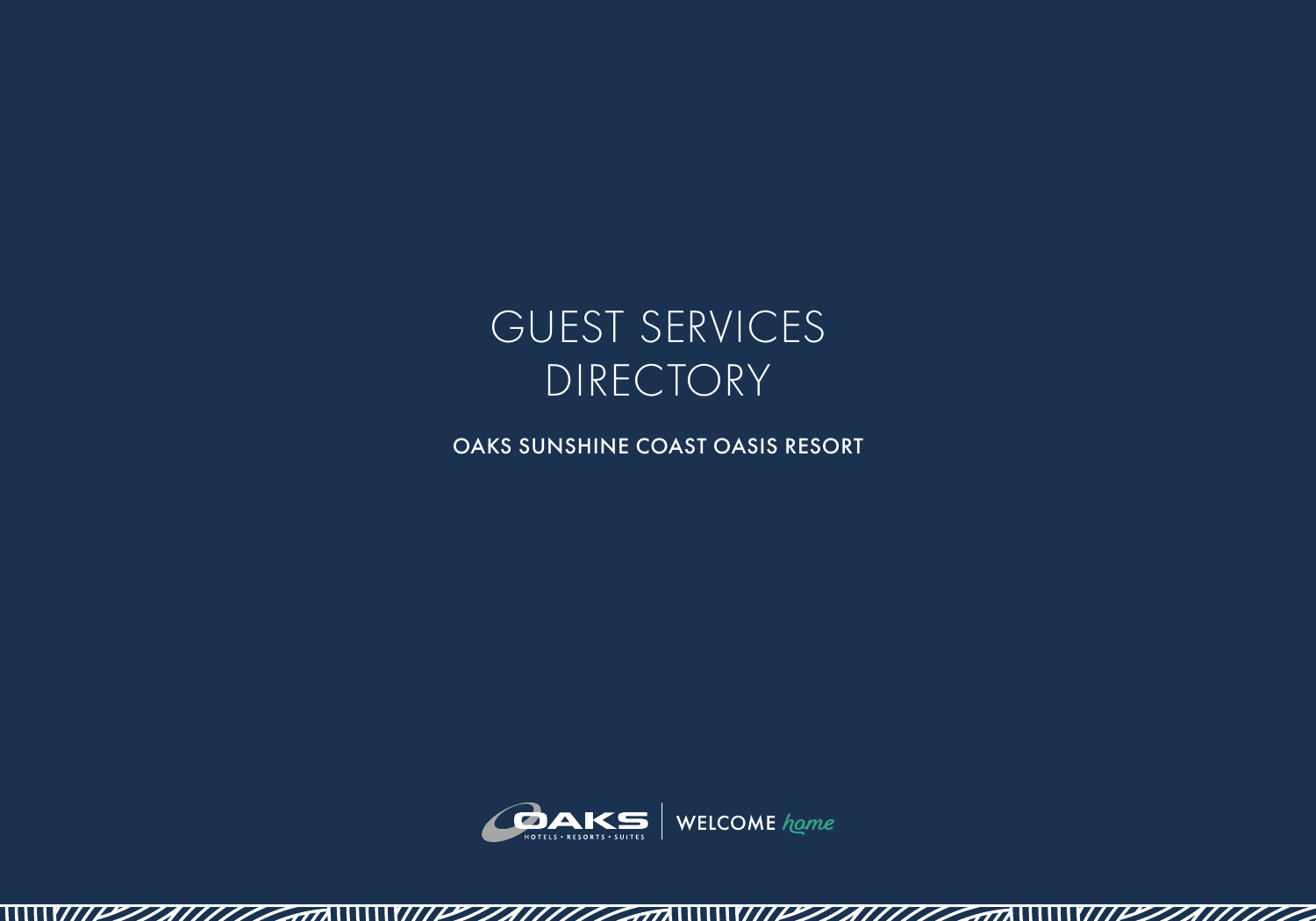# GUEST SERVICES DIRECTORY

## OAKS SUNSHINE COAST OASIS RESORT

OAKS HOTELS • RESORTS • SUITES | WELCOME *home*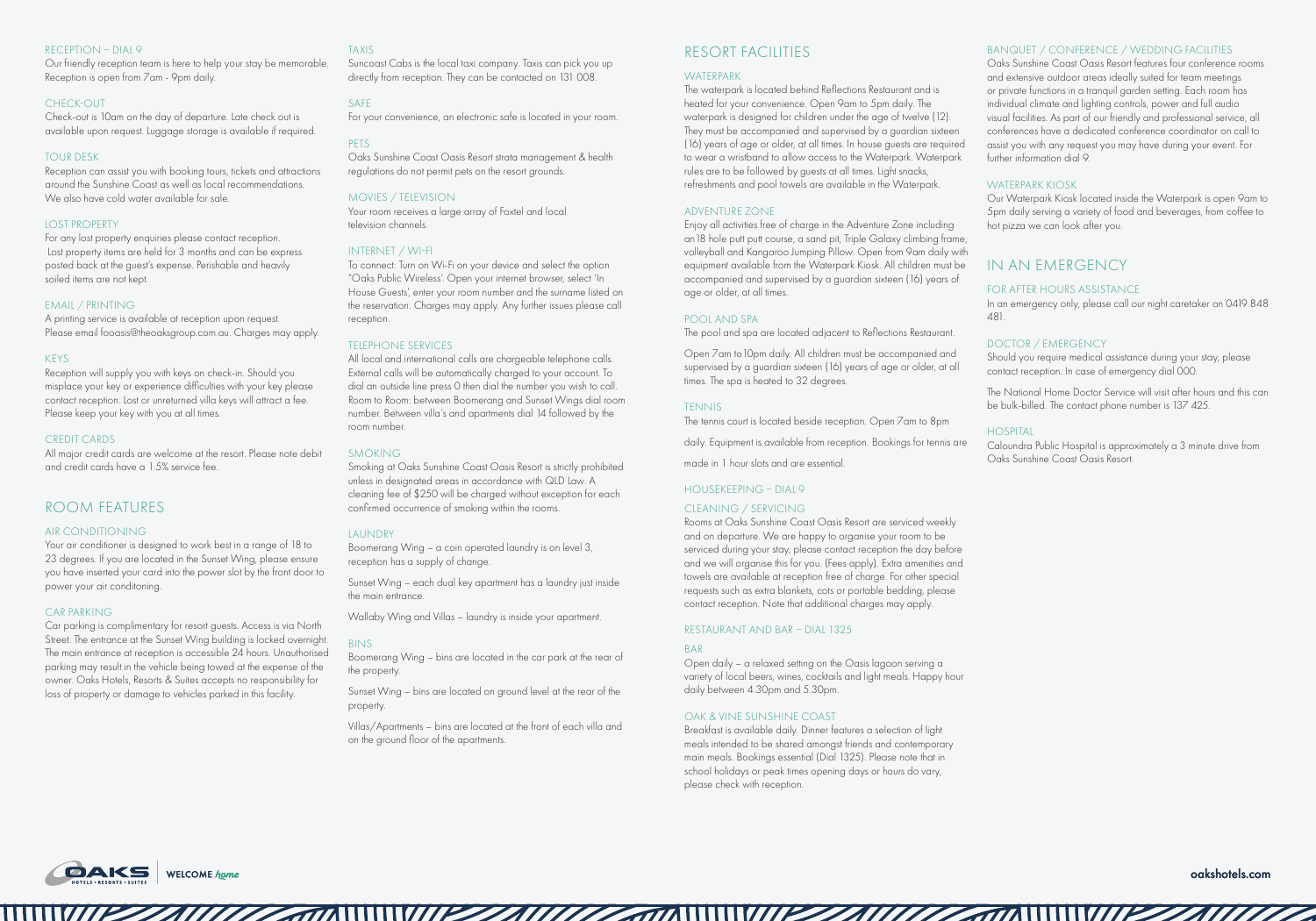### RECEPTION – DIAL 9

Our friendly reception team is here to help your stay be memorable. Reception is open from 7am - 9pm daily.

### CHECK-OUT

Check-out is 10am on the day of departure. Late check out is available upon request. Luggage storage is available if required.

### TOUR DESK

Reception can assist you with booking tours, tickets and attractions around the Sunshine Coast as well as local recommendations. We also have cold water available for sale.

### LOST PROPERTY

For any lost property enquiries please contact reception. Lost property items are held for 3 months and can be express posted back at the guest's expense. Perishable and heavily soiled items are not kept.

### EMAIL / PRINTING

A printing service is available at reception upon request. Please email fooasis@theoaksgroup.com.au. Charges may apply.

### KEYS

Reception will supply you with keys on check-in. Should you misplace your key or experience difficulties with your key please contact reception. Lost or unreturned villa keys will attract a fee. Please keep your key with you at all times.

### CREDIT CARDS

All major credit cards are welcome at the resort. Please note debit and credit cards have a 1.5% service fee.

## ROOM FEATURES

### AIR CONDITIONING

Your air conditioner is designed to work best in a range of 18 to 23 degrees. If you are located in the Sunset Wing, please ensure you have inserted your card into the power slot by the front door to power your air conditoning.

### CAR PARKING

Car parking is complimentary for resort guests. Access is via North Street. The entrance at the Sunset Wing building is locked overnight. The main entrance at reception is accessible 24 hours. Unauthorised parking may result in the vehicle being towed at the expense of the owner. Oaks Hotels, Resorts & Suites accepts no responsibility for loss of property or damage to vehicles parked in this facility.

### TAXIS

Suncoast Cabs is the local taxi company. Taxis can pick you up directly from reception. They can be contacted on 131 008.

### SAFE

For your convenience, an electronic safe is located in your room.

### PETS

Oaks Sunshine Coast Oasis Resort strata management & health regulations do not permit pets on the resort grounds.

### MOVIES / TELEVISION

Your room receives a large array of Foxtel and local television channels.

### INTERNET / WI-FI

To connect: Turn on Wi-Fi on your device and select the option "Oaks Public Wireless'. Open your internet browser, select 'In House Guests', enter your room number and the surname listed on the reservation. Charges may apply. Any further issues please call reception.

### TELEPHONE SERVICES

All local and international calls are chargeable telephone calls. External calls will be automatically charged to your account. To dial an outside line press 0 then dial the number you wish to call. Room to Room: between Boomerang and Sunset Wings dial room number. Between villa's and apartments dial 14 followed by the room number.

### SMOKING

Smoking at Oaks Sunshine Coast Oasis Resort is strictly prohibited unless in designated areas in accordance with QLD Law. A cleaning fee of $250 will be charged without exception for each confirmed occurrence of smoking within the rooms.

### LAUNDRY

Boomerang Wing – a coin operated laundry is on level 3, reception has a supply of change.

Sunset Wing – each dual key apartment has a laundry just inside the main entrance.

Wallaby Wing and Villas – laundry is inside your apartment.

### BINS

Boomerang Wing – bins are located in the car park at the rear of the property.

Sunset Wing – bins are located on ground level at the rear of the property.

Villas/Apartments – bins are located at the front of each villa and on the ground floor of the apartments.

## RESORT FACILITIES

### WATERPARK

The waterpark is located behind Reflections Restaurant and is heated for your convenience. Open 9am to 5pm daily. The waterpark is designed for children under the age of twelve (12). They must be accompanied and supervised by a guardian sixteen (16) years of age or older, at all times. In house guests are required to wear a wristband to allow access to the Waterpark. Waterpark rules are to be followed by guests at all times. Light snacks, refreshments and pool towels are available in the Waterpark.

### ADVENTURE ZONE

Enjoy all activities free of charge in the Adventure Zone including an 18 hole putt putt course, a sand pit, Triple Galaxy climbing frame, volleyball and Kangaroo Jumping Pillow. Open from 9am daily with equipment available from the Waterpark Kiosk. All children must be accompanied and supervised by a guardian sixteen (16) years of age or older, at all times.

### POOL AND SPA

The pool and spa are located adjacent to Reflections Restaurant.

Open 7am to 10pm daily. All children must be accompanied and supervised by a guardian sixteen (16) years of age or older, at all times. The spa is heated to 32 degrees.

### TENNIS

The tennis court is located beside reception. Open 7am to 8pm daily. Equipment is available from reception. Bookings for tennis are made in 1 hour slots and are essential.

### HOUSEKEEPING – DIAL 9

### CLEANING / SERVICING

Rooms at Oaks Sunshine Coast Oasis Resort are serviced weekly and on departure. We are happy to organise your room to be serviced during your stay, please contact reception the day before and we will organise this for you. (Fees apply). Extra amenities and towels are available at reception free of charge. For other special requests such as extra blankets, cots or portable bedding, please contact reception. Note that additional charges may apply.

### RESTAURANT AND BAR – DIAL 1325

### BAR

Open daily – a relaxed setting on the Oasis lagoon serving a variety of local beers, wines, cocktails and light meals. Happy hour daily between 4.30pm and 5.30pm.

### OAK & VINE SUNSHINE COAST

Breakfast is available daily. Dinner features a selection of light meals intended to be shared amongst friends and contemporary main meals. Bookings essential (Dial 1325). Please note that in school holidays or peak times opening days or hours do vary, please check with reception.

### BANQUET / CONFERENCE / WEDDING FACILITIES

Oaks Sunshine Coast Oasis Resort features four conference rooms and extensive outdoor areas ideally suited for team meetings or private functions in a tranquil garden setting. Each room has individual climate and lighting controls, power and full audio visual facilities. As part of our friendly and professional service, all conferences have a dedicated conference coordinator on call to assist you with any request you may have during your event. For further information dial 9.

### WATERPARK KIOSK

Our Waterpark Kiosk located inside the Waterpark is open 9am to 5pm daily serving a variety of food and beverages, from coffee to hot pizza we can look after you.

## IN AN EMERGENCY

### FOR AFTER HOURS ASSISTANCE

In an emergency only, please call our night caretaker on 0419 848 481.

### DOCTOR / EMERGENCY

Should you require medical assistance during your stay, please contact reception. In case of emergency dial 000.

The National Home Doctor Service will visit after hours and this can be bulk-billed. The contact phone number is 137 425.

### HOSPITAL

Caloundra Public Hospital is approximately a 3 minute drive from Oaks Sunshine Coast Oasis Resort.

OAKS HOTELS · RESORTS · SUITES | WELCOME *home*

oakshotels.com